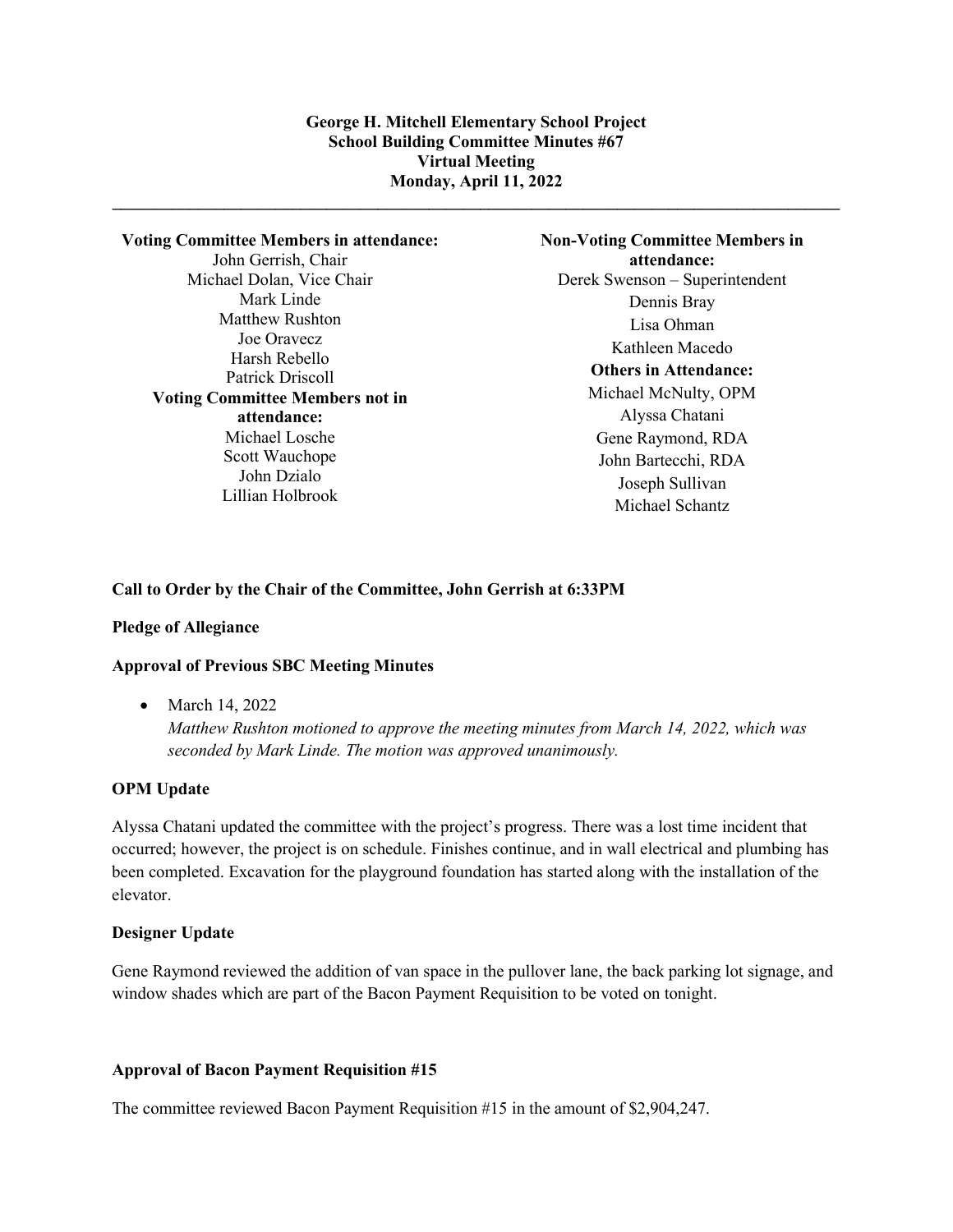**George H. Mitchell Elementary School Project**
**School Building Committee Minutes #67**
**Virtual Meeting**
**Monday, April 11, 2022**

---

**Voting Committee Members in attendance:**
John Gerrish, Chair
Michael Dolan, Vice Chair
Mark Linde
Matthew Rushton
Joe Oravecz
Harsh Rebello
Patrick Driscoll

**Voting Committee Members not in attendance:**
Michael Losche
Scott Wauchope
John Dzialo
Lillian Holbrook

**Non-Voting Committee Members in attendance:**
Derek Swenson – Superintendent
Dennis Bray
Lisa Ohman
Kathleen Macedo

**Others in Attendance:**
Michael McNulty, OPM
Alyssa Chatani
Gene Raymond, RDA
John Bartecchi, RDA
Joseph Sullivan
Michael Schantz

**Call to Order by the Chair of the Committee, John Gerrish at 6:33PM**

**Pledge of Allegiance**

**Approval of Previous SBC Meeting Minutes**

- March 14, 2022
  *Matthew Rushton motioned to approve the meeting minutes from March 14, 2022, which was seconded by Mark Linde. The motion was approved unanimously.*

**OPM Update**

Alyssa Chatani updated the committee with the project's progress. There was a lost time incident that occurred; however, the project is on schedule. Finishes continue, and in wall electrical and plumbing has been completed. Excavation for the playground foundation has started along with the installation of the elevator.

**Designer Update**

Gene Raymond reviewed the addition of van space in the pullover lane, the back parking lot signage, and window shades which are part of the Bacon Payment Requisition to be voted on tonight.

**Approval of Bacon Payment Requisition #15**

The committee reviewed Bacon Payment Requisition #15 in the amount of $2,904,247.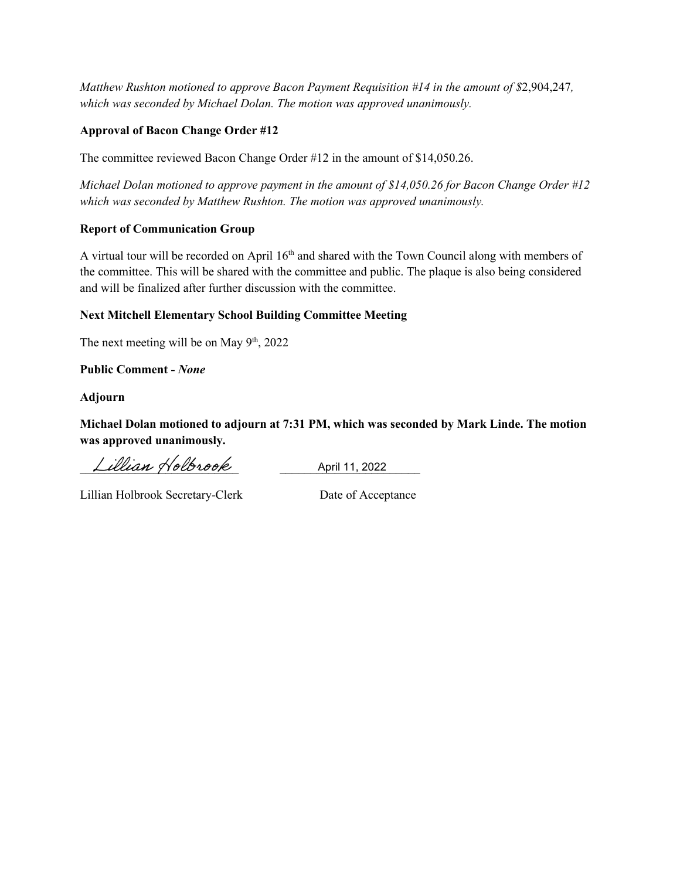*Matthew Rushton motioned to approve Bacon Payment Requisition #14 in the amount of $*2,904,247*, which was seconded by Michael Dolan. The motion was approved unanimously.*

**Approval of Bacon Change Order #12**

The committee reviewed Bacon Change Order #12 in the amount of $14,050.26.

*Michael Dolan motioned to approve payment in the amount of $14,050.26 for Bacon Change Order #12 which was seconded by Matthew Rushton. The motion was approved unanimously.*

**Report of Communication Group**

A virtual tour will be recorded on April 16th and shared with the Town Council along with members of the committee. This will be shared with the committee and public. The plaque is also being considered and will be finalized after further discussion with the committee.

**Next Mitchell Elementary School Building Committee Meeting**

The next meeting will be on May 9th, 2022

**Public Comment -** ***None***

**Adjourn**

**Michael Dolan motioned to adjourn at 7:31 PM, which was seconded by Mark Linde. The motion was approved unanimously.**

Lillian Holbrook — April 11, 2022

Lillian Holbrook Secretary-Clerk — Date of Acceptance